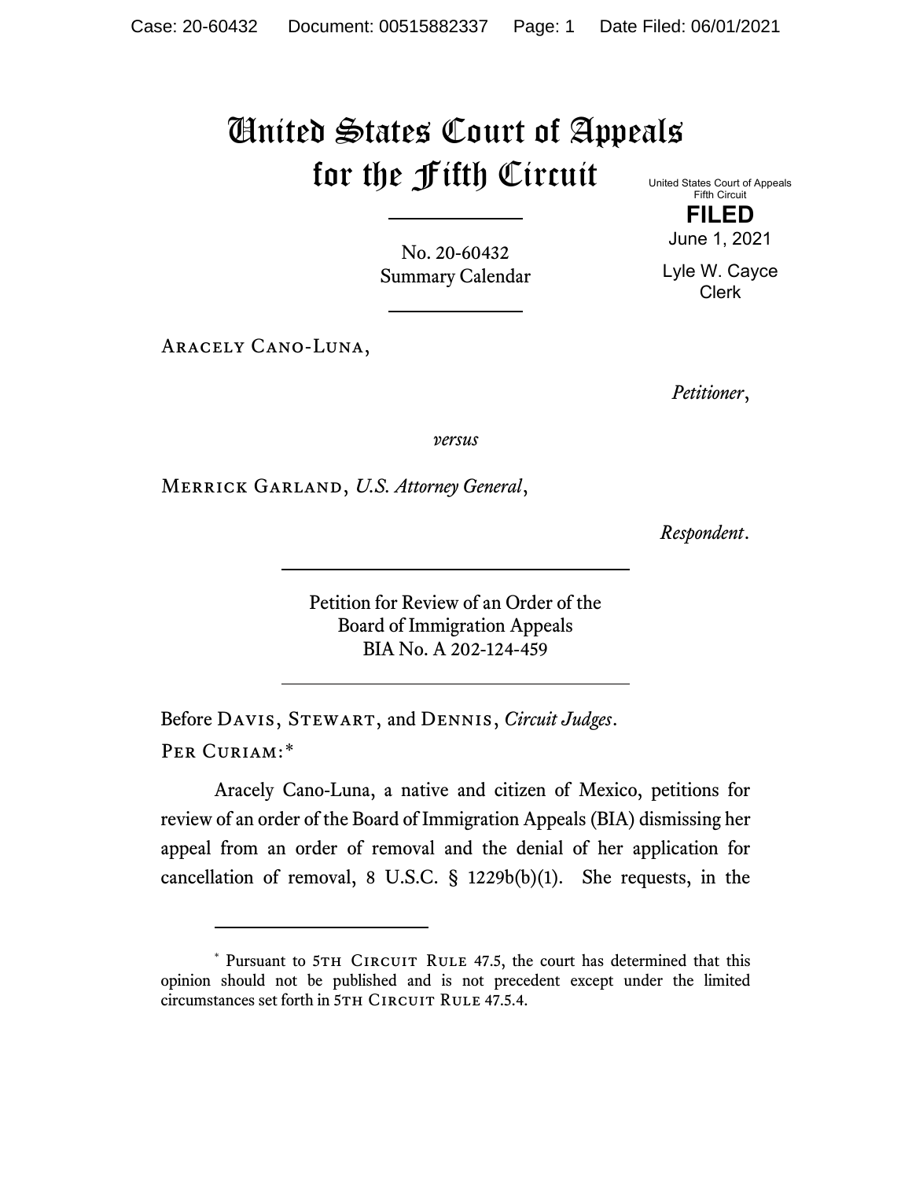# United States Court of Appeals for the Fifth Circuit

United States Court of Appeals
Fifth Circuit

**FILED**

June 1, 2021

Lyle W. Cayce
Clerk

No. 20-60432
Summary Calendar

---

Aracely Cano-Luna,

*Petitioner*,

*versus*

Merrick Garland, *U.S. Attorney General*,

*Respondent*.

---

Petition for Review of an Order of the
Board of Immigration Appeals
BIA No. A 202-124-459

---

Before Davis, Stewart, and Dennis, *Circuit Judges*.

Per Curiam:*

Aracely Cano-Luna, a native and citizen of Mexico, petitions for review of an order of the Board of Immigration Appeals (BIA) dismissing her appeal from an order of removal and the denial of her application for cancellation of removal, 8 U.S.C. § 1229b(b)(1). She requests, in the

---

\* Pursuant to 5th Circuit Rule 47.5, the court has determined that this opinion should not be published and is not precedent except under the limited circumstances set forth in 5th Circuit Rule 47.5.4.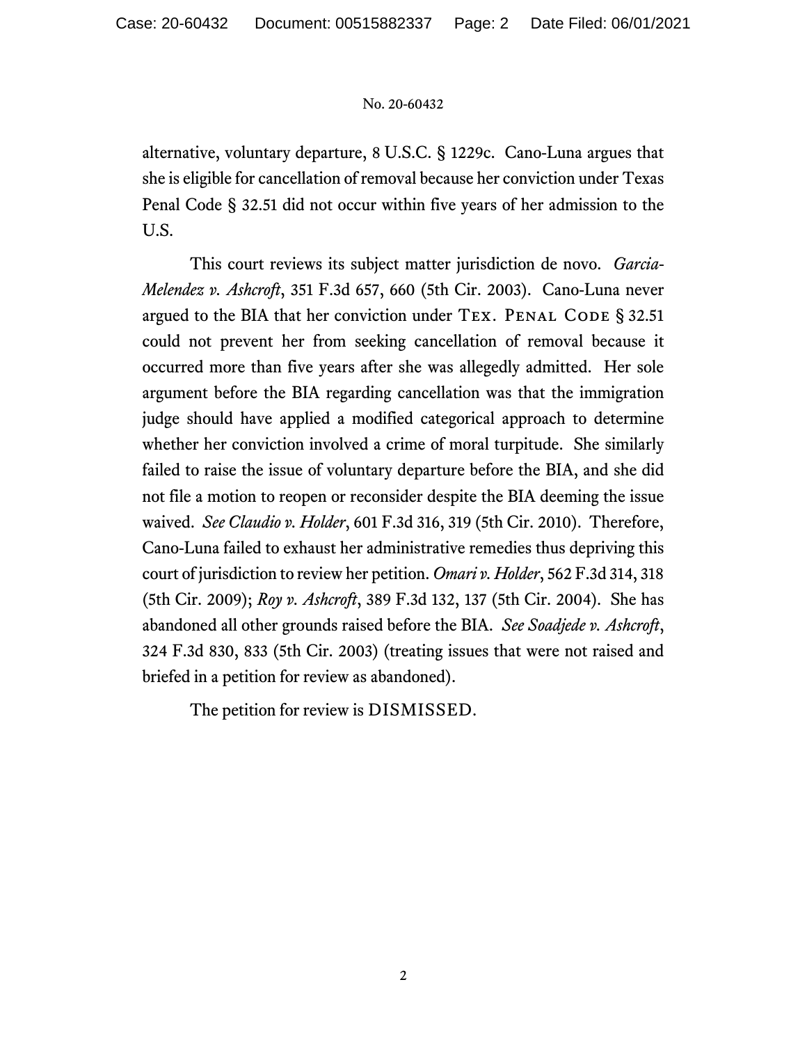alternative, voluntary departure, 8 U.S.C. § 1229c. Cano-Luna argues that she is eligible for cancellation of removal because her conviction under Texas Penal Code § 32.51 did not occur within five years of her admission to the U.S.

This court reviews its subject matter jurisdiction de novo. *Garcia-Melendez v. Ashcroft*, 351 F.3d 657, 660 (5th Cir. 2003). Cano-Luna never argued to the BIA that her conviction under Tex. Penal Code § 32.51 could not prevent her from seeking cancellation of removal because it occurred more than five years after she was allegedly admitted. Her sole argument before the BIA regarding cancellation was that the immigration judge should have applied a modified categorical approach to determine whether her conviction involved a crime of moral turpitude. She similarly failed to raise the issue of voluntary departure before the BIA, and she did not file a motion to reopen or reconsider despite the BIA deeming the issue waived. *See Claudio v. Holder*, 601 F.3d 316, 319 (5th Cir. 2010). Therefore, Cano-Luna failed to exhaust her administrative remedies thus depriving this court of jurisdiction to review her petition. *Omari v. Holder*, 562 F.3d 314, 318 (5th Cir. 2009); *Roy v. Ashcroft*, 389 F.3d 132, 137 (5th Cir. 2004). She has abandoned all other grounds raised before the BIA. *See Soadjede v. Ashcroft*, 324 F.3d 830, 833 (5th Cir. 2003) (treating issues that were not raised and briefed in a petition for review as abandoned).

The petition for review is DISMISSED.